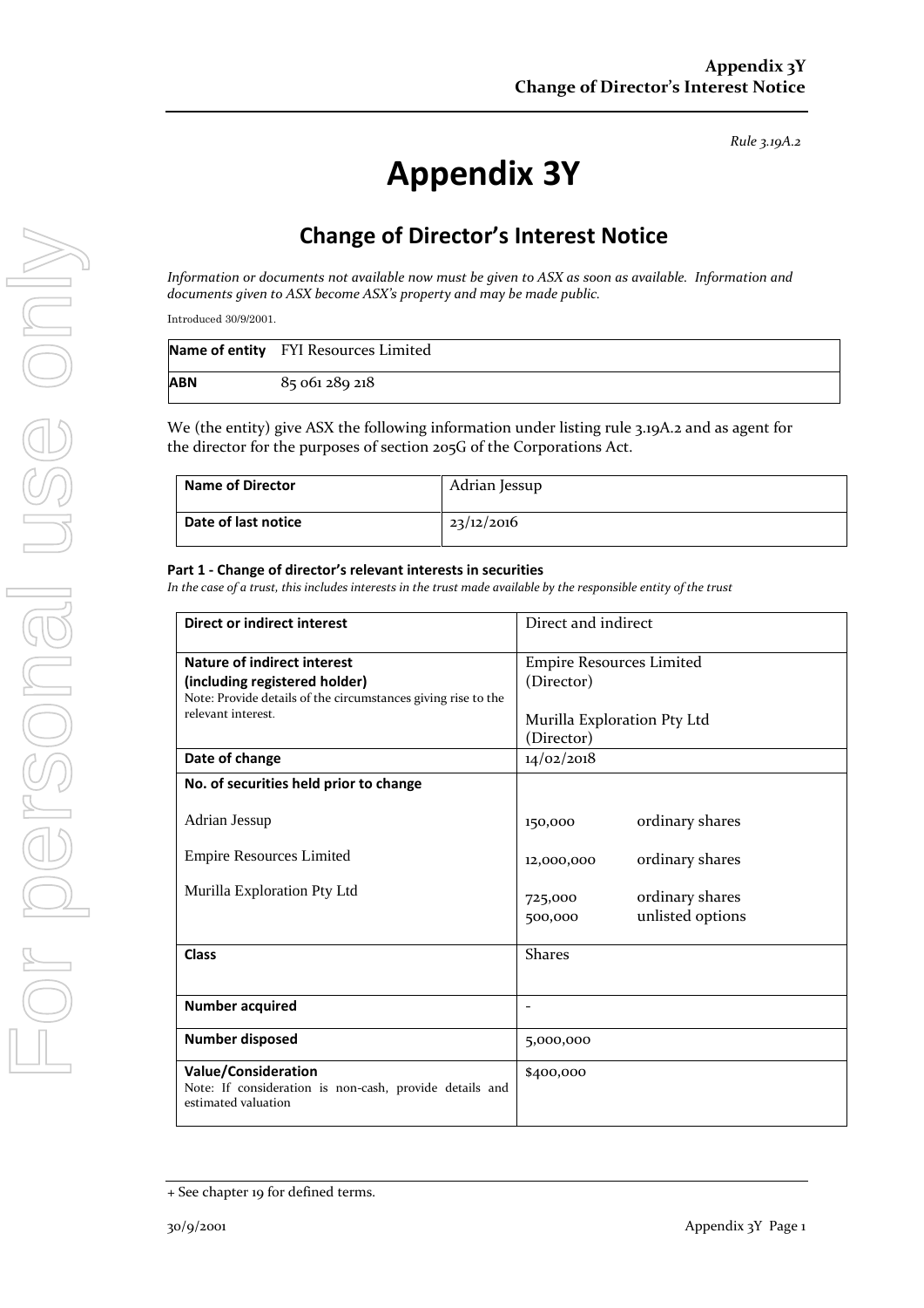*Rule 3.19A.2*

# Appendix 3Y

## Change of Director's Interest Notice

*Information or documents not available now must be given to ASX as soon as available. Information and documents given to ASX become ASX's property and may be made public.*

Introduced 30/9/2001.

| **Name of entity** | FYI Resources Limited |
|---|---|
| **ABN** | 85 061 289 218 |

We (the entity) give ASX the following information under listing rule 3.19A.2 and as agent for the director for the purposes of section 205G of the Corporations Act.

| **Name of Director** | Adrian Jessup |
|---|---|
| **Date of last notice** | 23/12/2016 |

**Part 1 - Change of director's relevant interests in securities**

*In the case of a trust, this includes interests in the trust made available by the responsible entity of the trust*

| | |
|---|---|
| **Direct or indirect interest** | Direct and indirect |
| **Nature of indirect interest (including registered holder)**<br>Note: Provide details of the circumstances giving rise to the relevant interest. | Empire Resources Limited (Director)<br><br>Murilla Exploration Pty Ltd (Director) |
| **Date of change** | 14/02/2018 |
| **No. of securities held prior to change**<br><br>Adrian Jessup<br><br>Empire Resources Limited<br><br>Murilla Exploration Pty Ltd | <br><br>150,000 ordinary shares<br><br>12,000,000 ordinary shares<br><br>725,000 ordinary shares<br>500,000 unlisted options |
| **Class** | Shares |
| **Number acquired** | - |
| **Number disposed** | 5,000,000 |
| **Value/Consideration**<br>Note: If consideration is non-cash, provide details and estimated valuation | $400,000 |

+ See chapter 19 for defined terms.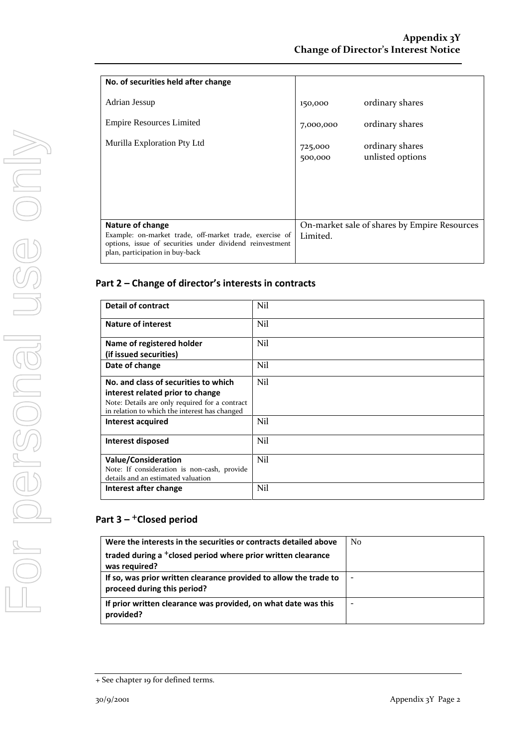| No. of securities held after change | |
|---|---|
| Adrian Jessup | 150,000 ordinary shares |
| Empire Resources Limited | 7,000,000 ordinary shares |
| Murilla Exploration Pty Ltd | 725,000 ordinary shares<br>500,000 unlisted options |
| **Nature of change**<br>Example: on-market trade, off-market trade, exercise of options, issue of securities under dividend reinvestment plan, participation in buy-back | On-market sale of shares by Empire Resources Limited. |

## Part 2 – Change of director's interests in contracts

| Detail of contract | Nil |
|---|---|
| **Nature of interest** | Nil |
| **Name of registered holder (if issued securities)** | Nil |
| **Date of change** | Nil |
| **No. and class of securities to which interest related prior to change**<br>Note: Details are only required for a contract in relation to which the interest has changed | Nil |
| **Interest acquired** | Nil |
| **Interest disposed** | Nil |
| **Value/Consideration**<br>Note: If consideration is non-cash, provide details and an estimated valuation | Nil |
| **Interest after change** | Nil |

## Part 3 – +Closed period

| Were the interests in the securities or contracts detailed above traded during a +closed period where prior written clearance was required? | No |
|---|---|
| **If so, was prior written clearance provided to allow the trade to proceed during this period?** | - |
| **If prior written clearance was provided, on what date was this provided?** | - |

+ See chapter 19 for defined terms.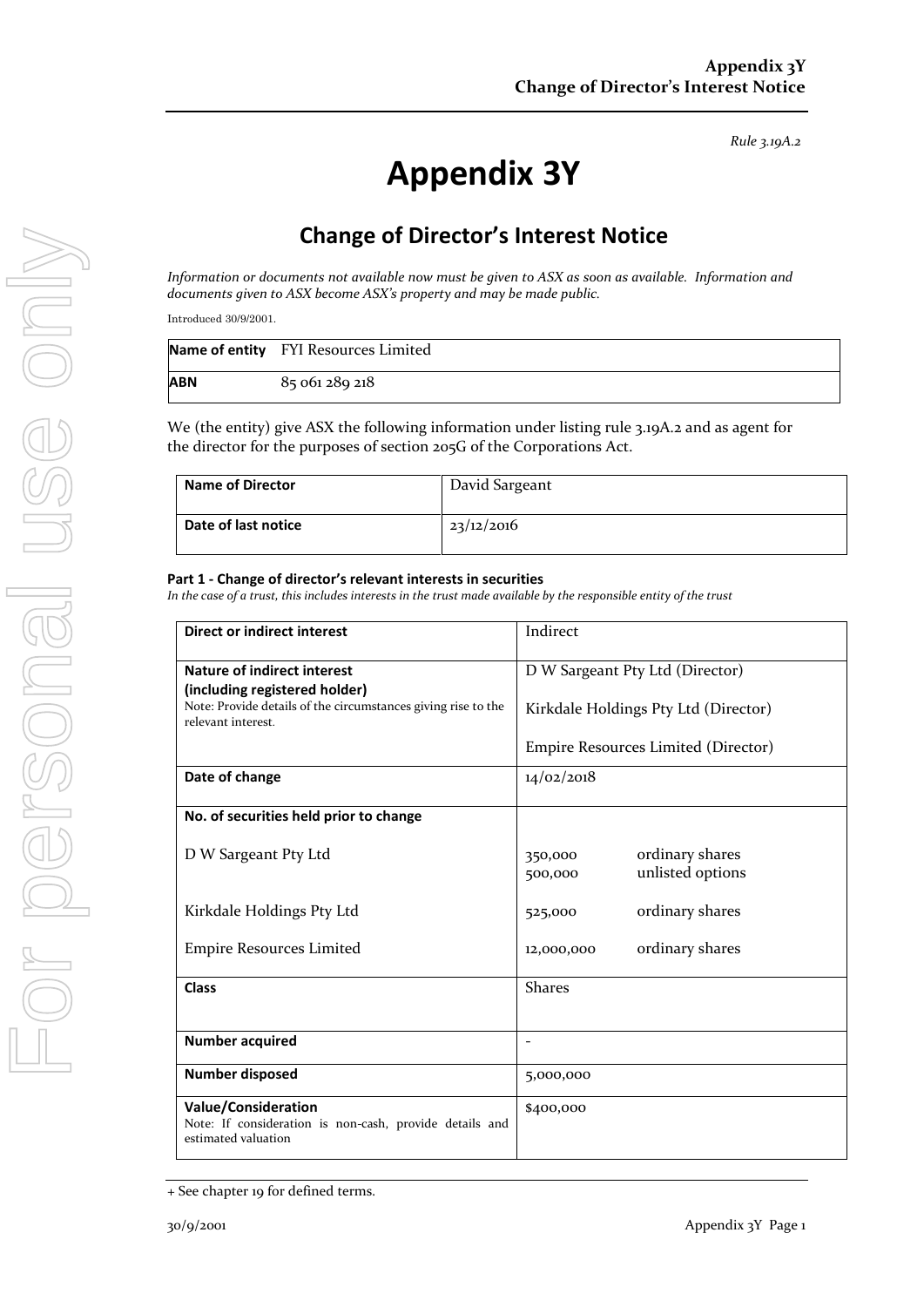*Rule 3.19A.2*

# Appendix 3Y

## Change of Director's Interest Notice

*Information or documents not available now must be given to ASX as soon as available. Information and documents given to ASX become ASX's property and may be made public.*

Introduced 30/9/2001.

| **Name of entity** | FYI Resources Limited |
|---|---|
| **ABN** | 85 061 289 218 |

We (the entity) give ASX the following information under listing rule 3.19A.2 and as agent for the director for the purposes of section 205G of the Corporations Act.

| **Name of Director** | David Sargeant |
|---|---|
| **Date of last notice** | 23/12/2016 |

**Part 1 - Change of director's relevant interests in securities**

*In the case of a trust, this includes interests in the trust made available by the responsible entity of the trust*

| | |
|---|---|
| **Direct or indirect interest** | Indirect |
| **Nature of indirect interest (including registered holder)**<br>Note: Provide details of the circumstances giving rise to the relevant interest. | D W Sargeant Pty Ltd (Director)<br><br>Kirkdale Holdings Pty Ltd (Director)<br><br>Empire Resources Limited (Director) |
| **Date of change** | 14/02/2018 |
| **No. of securities held prior to change** | |
| D W Sargeant Pty Ltd | 350,000 ordinary shares<br>500,000 unlisted options |
| Kirkdale Holdings Pty Ltd | 525,000 ordinary shares |
| Empire Resources Limited | 12,000,000 ordinary shares |
| **Class** | Shares |
| **Number acquired** | - |
| **Number disposed** | 5,000,000 |
| **Value/Consideration**<br>Note: If consideration is non-cash, provide details and estimated valuation | \$400,000 |

+ See chapter 19 for defined terms.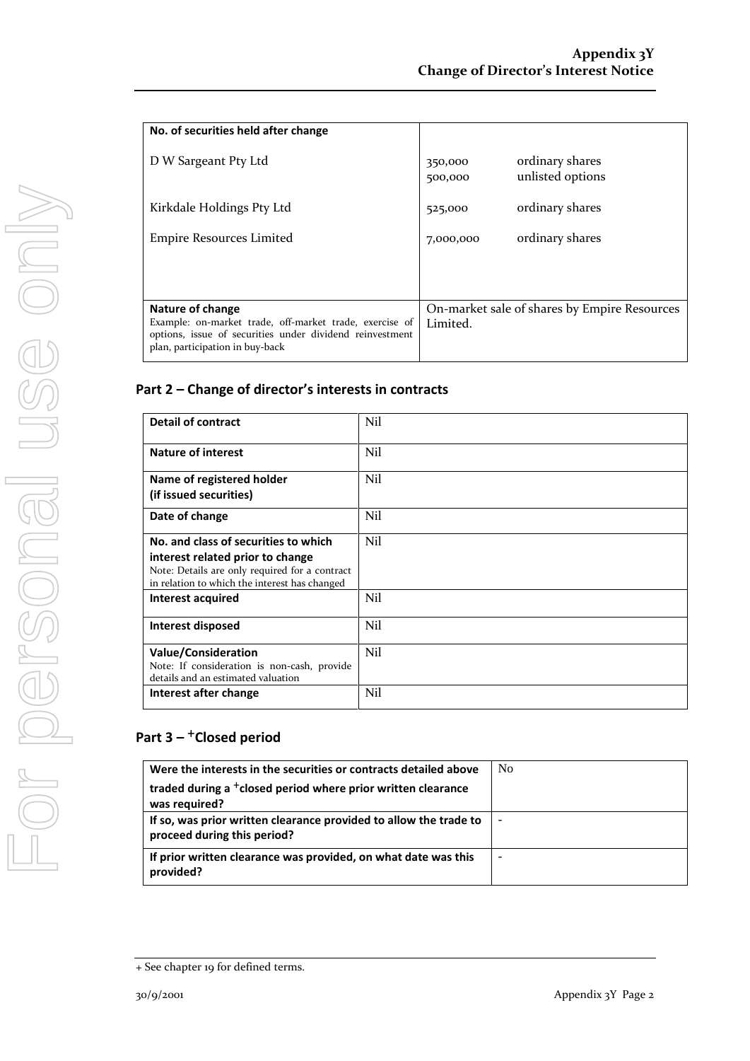| | |
|---|---|
| **No. of securities held after change**<br><br>D W Sargeant Pty Ltd<br><br>Kirkdale Holdings Pty Ltd<br><br>Empire Resources Limited | <br><br>350,000 ordinary shares<br>500,000 unlisted options<br><br>525,000 ordinary shares<br><br>7,000,000 ordinary shares |
| **Nature of change**<br>Example: on-market trade, off-market trade, exercise of options, issue of securities under dividend reinvestment plan, participation in buy-back | On-market sale of shares by Empire Resources Limited. |

## Part 2 – Change of director's interests in contracts

| | |
|---|---|
| **Detail of contract** | Nil |
| **Nature of interest** | Nil |
| **Name of registered holder (if issued securities)** | Nil |
| **Date of change** | Nil |
| **No. and class of securities to which interest related prior to change**<br>Note: Details are only required for a contract in relation to which the interest has changed | Nil |
| **Interest acquired** | Nil |
| **Interest disposed** | Nil |
| **Value/Consideration**<br>Note: If consideration is non-cash, provide details and an estimated valuation | Nil |
| **Interest after change** | Nil |

## Part 3 – +Closed period

| | |
|---|---|
| **Were the interests in the securities or contracts detailed above traded during a +closed period where prior written clearance was required?** | No |
| **If so, was prior written clearance provided to allow the trade to proceed during this period?** | - |
| **If prior written clearance was provided, on what date was this provided?** | - |

+ See chapter 19 for defined terms.